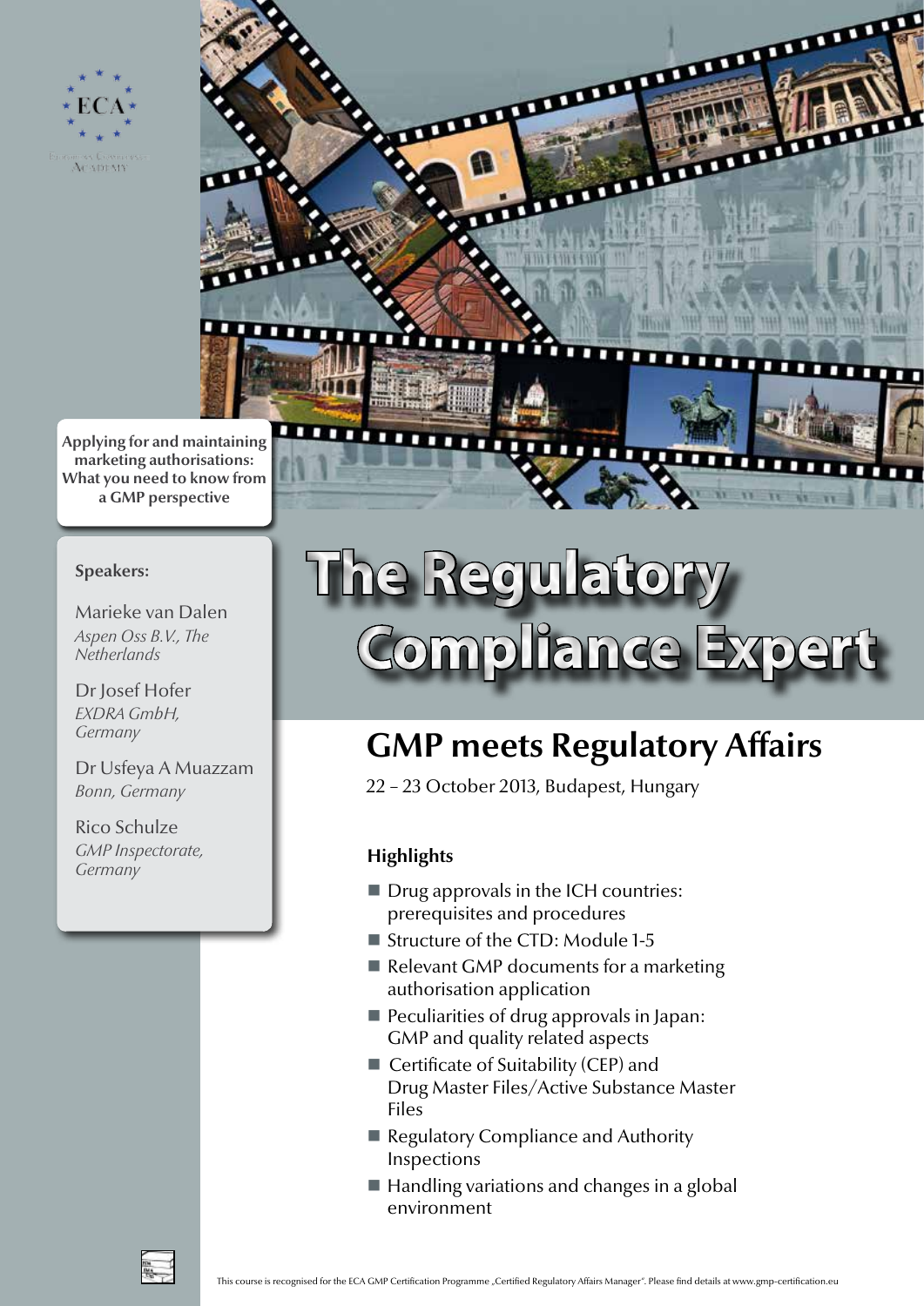ECA

European Compliance Academy

Applying for and maintaining marketing authorisations: What you need to know from a GMP perspective

**Speakers:**

Marieke van Dalen
*Aspen Oss B.V., The Netherlands*

Dr Josef Hofer
*EXDRA GmbH, Germany*

Dr Usfeya A Muazzam
*Bonn, Germany*

Rico Schulze
*GMP Inspectorate, Germany*

# The Regulatory Compliance Expert

## GMP meets Regulatory Affairs

22 – 23 October 2013, Budapest, Hungary

### Highlights

- Drug approvals in the ICH countries: prerequisites and procedures
- Structure of the CTD: Module 1-5
- Relevant GMP documents for a marketing authorisation application
- Peculiarities of drug approvals in Japan: GMP and quality related aspects
- Certificate of Suitability (CEP) and Drug Master Files/Active Substance Master Files
- Regulatory Compliance and Authority Inspections
- Handling variations and changes in a global environment

This course is recognised for the ECA GMP Certification Programme „Certified Regulatory Affairs Manager". Please find details at www.gmp-certification.eu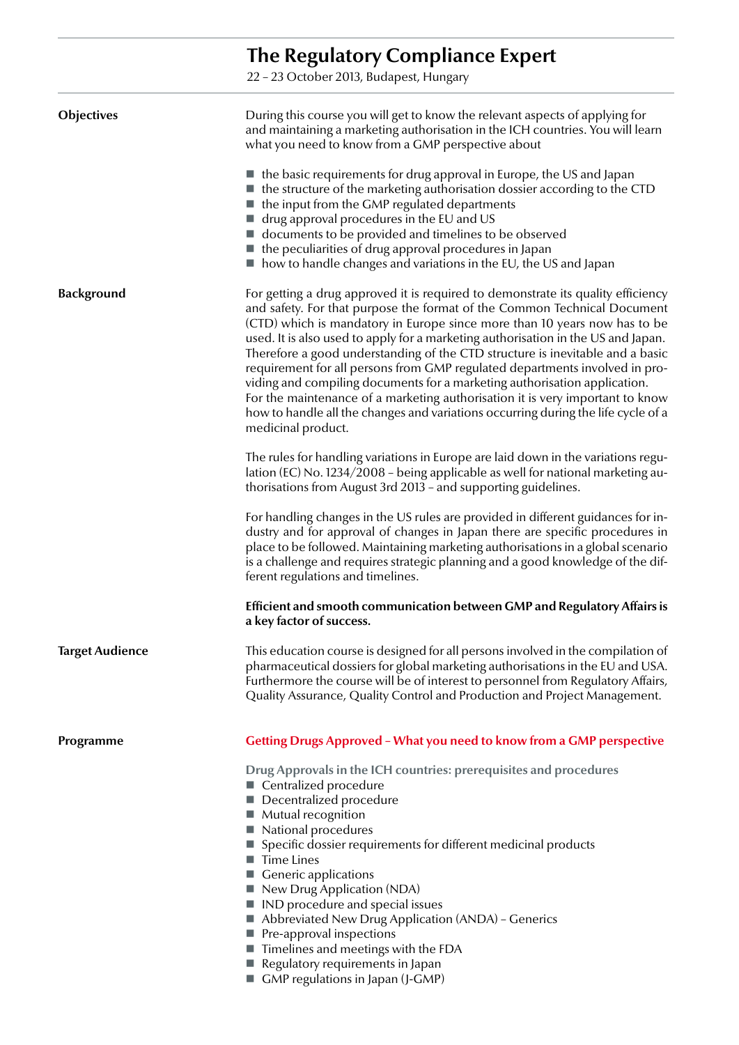# The Regulatory Compliance Expert

22 – 23 October 2013, Budapest, Hungary

## Objectives

During this course you will get to know the relevant aspects of applying for and maintaining a marketing authorisation in the ICH countries. You will learn what you need to know from a GMP perspective about

- the basic requirements for drug approval in Europe, the US and Japan
- the structure of the marketing authorisation dossier according to the CTD
- the input from the GMP regulated departments
- drug approval procedures in the EU and US
- documents to be provided and timelines to be observed
- the peculiarities of drug approval procedures in Japan
- how to handle changes and variations in the EU, the US and Japan

## Background

For getting a drug approved it is required to demonstrate its quality efficiency and safety. For that purpose the format of the Common Technical Document (CTD) which is mandatory in Europe since more than 10 years now has to be used. It is also used to apply for a marketing authorisation in the US and Japan. Therefore a good understanding of the CTD structure is inevitable and a basic requirement for all persons from GMP regulated departments involved in providing and compiling documents for a marketing authorisation application. For the maintenance of a marketing authorisation it is very important to know how to handle all the changes and variations occurring during the life cycle of a medicinal product.

The rules for handling variations in Europe are laid down in the variations regulation (EC) No. 1234/2008 – being applicable as well for national marketing authorisations from August 3rd 2013 – and supporting guidelines.

For handling changes in the US rules are provided in different guidances for industry and for approval of changes in Japan there are specific procedures in place to be followed. Maintaining marketing authorisations in a global scenario is a challenge and requires strategic planning and a good knowledge of the different regulations and timelines.

**Efficient and smooth communication between GMP and Regulatory Affairs is a key factor of success.**

## Target Audience

This education course is designed for all persons involved in the compilation of pharmaceutical dossiers for global marketing authorisations in the EU and USA. Furthermore the course will be of interest to personnel from Regulatory Affairs, Quality Assurance, Quality Control and Production and Project Management.

## Programme

### Getting Drugs Approved – What you need to know from a GMP perspective

**Drug Approvals in the ICH countries: prerequisites and procedures**

- Centralized procedure
- Decentralized procedure
- Mutual recognition
- National procedures
- Specific dossier requirements for different medicinal products
- Time Lines
- Generic applications
- New Drug Application (NDA)
- IND procedure and special issues
- Abbreviated New Drug Application (ANDA) – Generics
- Pre-approval inspections
- Timelines and meetings with the FDA
- Regulatory requirements in Japan
- GMP regulations in Japan (J-GMP)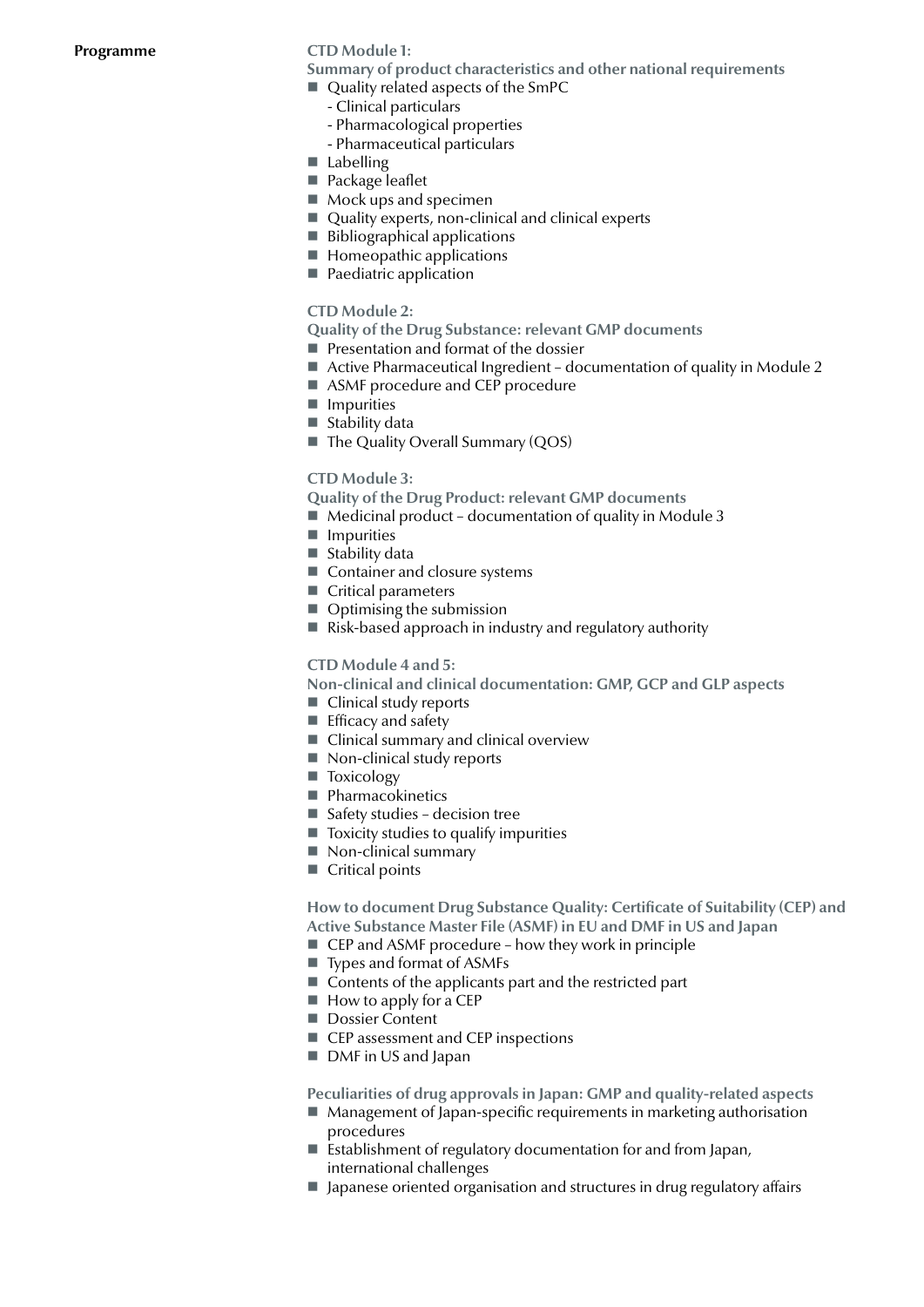**Programme**

### CTD Module 1:
### Summary of product characteristics and other national requirements

- Quality related aspects of the SmPC
  - Clinical particulars
  - Pharmacological properties
  - Pharmaceutical particulars
- Labelling
- Package leaflet
- Mock ups and specimen
- Quality experts, non-clinical and clinical experts
- Bibliographical applications
- Homeopathic applications
- Paediatric application

### CTD Module 2:
### Quality of the Drug Substance: relevant GMP documents

- Presentation and format of the dossier
- Active Pharmaceutical Ingredient – documentation of quality in Module 2
- ASMF procedure and CEP procedure
- Impurities
- Stability data
- The Quality Overall Summary (QOS)

### CTD Module 3:
### Quality of the Drug Product: relevant GMP documents

- Medicinal product – documentation of quality in Module 3
- Impurities
- Stability data
- Container and closure systems
- Critical parameters
- Optimising the submission
- Risk-based approach in industry and regulatory authority

### CTD Module 4 and 5:
### Non-clinical and clinical documentation: GMP, GCP and GLP aspects

- Clinical study reports
- Efficacy and safety
- Clinical summary and clinical overview
- Non-clinical study reports
- Toxicology
- Pharmacokinetics
- Safety studies – decision tree
- Toxicity studies to qualify impurities
- Non-clinical summary
- Critical points

### How to document Drug Substance Quality: Certificate of Suitability (CEP) and Active Substance Master File (ASMF) in EU and DMF in US and Japan

- CEP and ASMF procedure – how they work in principle
- Types and format of ASMFs
- Contents of the applicants part and the restricted part
- How to apply for a CEP
- Dossier Content
- CEP assessment and CEP inspections
- DMF in US and Japan

### Peculiarities of drug approvals in Japan: GMP and quality-related aspects

- Management of Japan-specific requirements in marketing authorisation procedures
- Establishment of regulatory documentation for and from Japan, international challenges
- Japanese oriented organisation and structures in drug regulatory affairs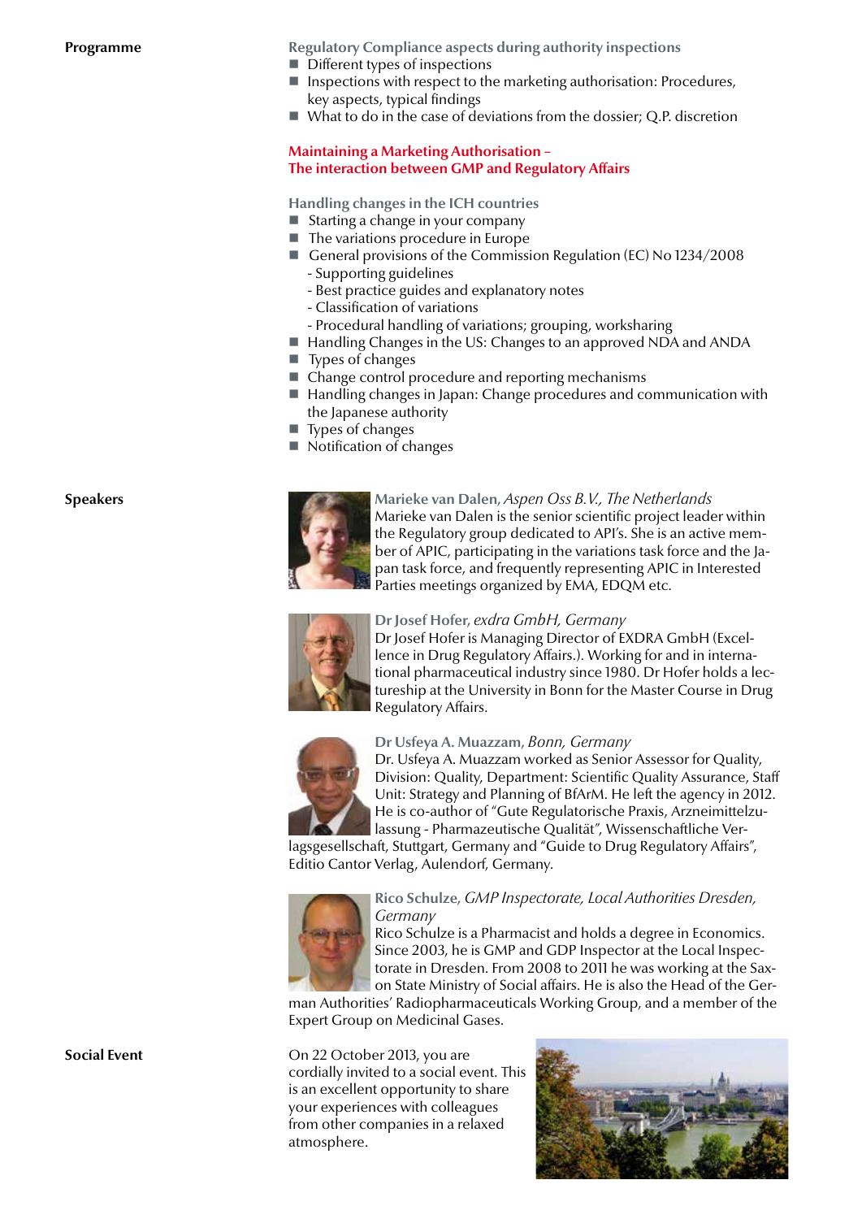## Programme

**Regulatory Compliance aspects during authority inspections**

- Different types of inspections
- Inspections with respect to the marketing authorisation: Procedures, key aspects, typical findings
- What to do in the case of deviations from the dossier; Q.P. discretion

**Maintaining a Marketing Authorisation –**
**The interaction between GMP and Regulatory Affairs**

**Handling changes in the ICH countries**

- Starting a change in your company
- The variations procedure in Europe
- General provisions of the Commission Regulation (EC) No 1234/2008
  - Supporting guidelines
  - Best practice guides and explanatory notes
  - Classification of variations
  - Procedural handling of variations; grouping, worksharing
- Handling Changes in the US: Changes to an approved NDA and ANDA
- Types of changes
- Change control procedure and reporting mechanisms
- Handling changes in Japan: Change procedures and communication with the Japanese authority
- Types of changes
- Notification of changes

## Speakers

**Marieke van Dalen,** *Aspen Oss B.V., The Netherlands*
Marieke van Dalen is the senior scientific project leader within the Regulatory group dedicated to API's. She is an active member of APIC, participating in the variations task force and the Japan task force, and frequently representing APIC in Interested Parties meetings organized by EMA, EDQM etc.

**Dr Josef Hofer,** *exdra GmbH, Germany*
Dr Josef Hofer is Managing Director of EXDRA GmbH (Excellence in Drug Regulatory Affairs.). Working for and in international pharmaceutical industry since 1980. Dr Hofer holds a lectureship at the University in Bonn for the Master Course in Drug Regulatory Affairs.

**Dr Usfeya A. Muazzam,** *Bonn, Germany*
Dr. Usfeya A. Muazzam worked as Senior Assessor for Quality, Division: Quality, Department: Scientific Quality Assurance, Staff Unit: Strategy and Planning of BfArM. He left the agency in 2012. He is co-author of "Gute Regulatorische Praxis, Arzneimittelzulassung - Pharmazeutische Qualität", Wissenschaftliche Verlagsgesellschaft, Stuttgart, Germany and "Guide to Drug Regulatory Affairs", Editio Cantor Verlag, Aulendorf, Germany.

**Rico Schulze,** *GMP Inspectorate, Local Authorities Dresden, Germany*
Rico Schulze is a Pharmacist and holds a degree in Economics. Since 2003, he is GMP and GDP Inspector at the Local Inspectorate in Dresden. From 2008 to 2011 he was working at the Saxon State Ministry of Social affairs. He is also the Head of the German Authorities' Radiopharmaceuticals Working Group, and a member of the Expert Group on Medicinal Gases.

## Social Event

On 22 October 2013, you are cordially invited to a social event. This is an excellent opportunity to share your experiences with colleagues from other companies in a relaxed atmosphere.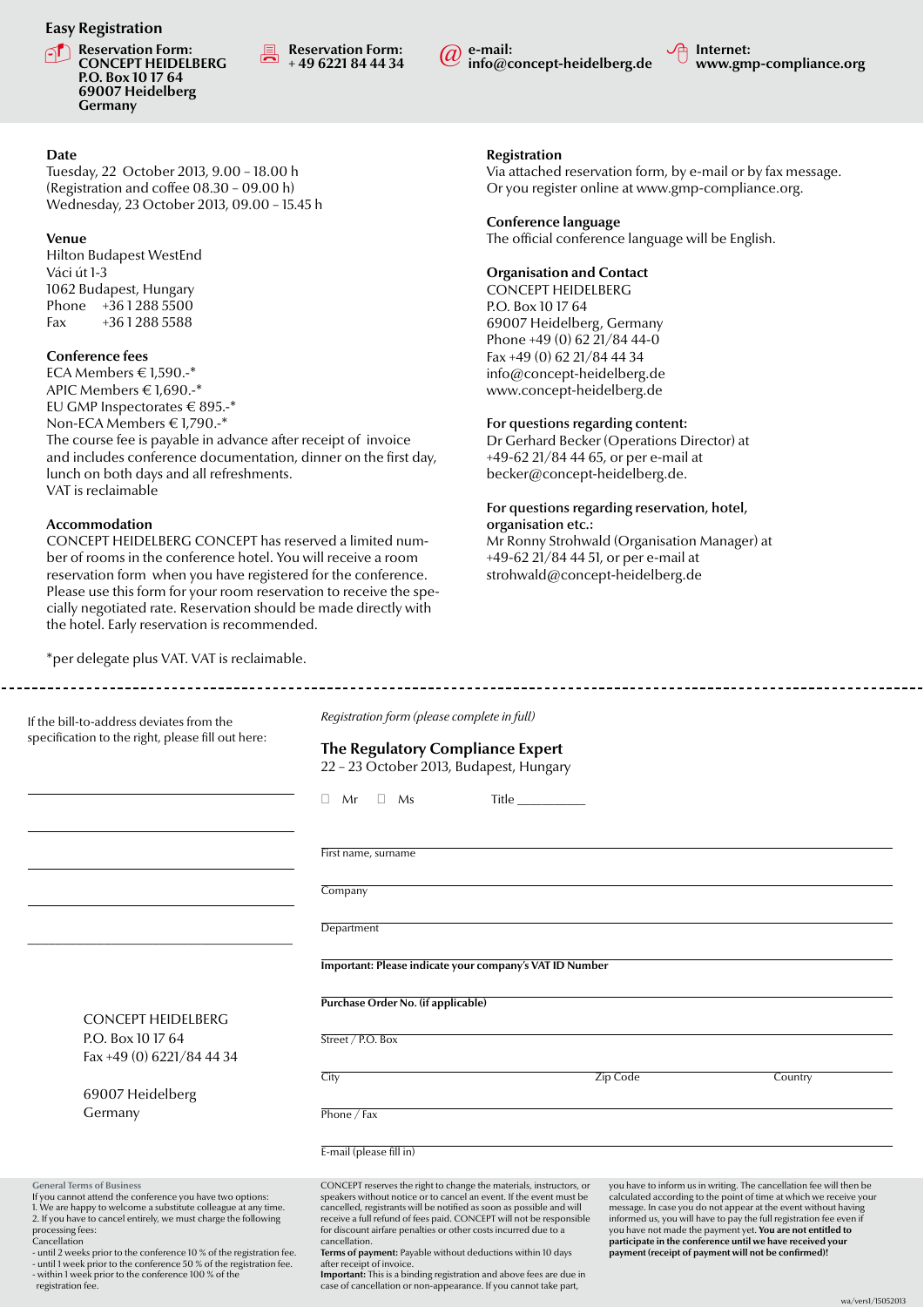## Easy Registration

**Reservation Form:**
**CONCEPT HEIDELBERG**
**P.O. Box 10 17 64**
**69007 Heidelberg**
**Germany**

**Reservation Form:**
**+ 49 6221 84 44 34**

**e-mail:**
**info@concept-heidelberg.de**

**Internet:**
**www.gmp-compliance.org**

### Date

Tuesday, 22 October 2013, 9.00 – 18.00 h
(Registration and coffee 08.30 – 09.00 h)
Wednesday, 23 October 2013, 09.00 – 15.45 h

### Venue

Hilton Budapest WestEnd
Váci út 1-3
1062 Budapest, Hungary
Phone +36 1 288 5500
Fax +36 1 288 5588

### Conference fees

ECA Members € 1,590.-*
APIC Members € 1,690.-*
EU GMP Inspectorates € 895.-*
Non-ECA Members € 1,790.-*
The course fee is payable in advance after receipt of invoice and includes conference documentation, dinner on the first day, lunch on both days and all refreshments.
VAT is reclaimable

### Accommodation

CONCEPT HEIDELBERG CONCEPT has reserved a limited number of rooms in the conference hotel. You will receive a room reservation form when you have registered for the conference. Please use this form for your room reservation to receive the specially negotiated rate. Reservation should be made directly with the hotel. Early reservation is recommended.

*per delegate plus VAT. VAT is reclaimable.

### Registration

Via attached reservation form, by e-mail or by fax message.
Or you register online at www.gmp-compliance.org.

### Conference language

The official conference language will be English.

### Organisation and Contact

CONCEPT HEIDELBERG
P.O. Box 10 17 64
69007 Heidelberg, Germany
Phone +49 (0) 62 21/84 44-0
Fax +49 (0) 62 21/84 44 34
info@concept-heidelberg.de
www.concept-heidelberg.de

### For questions regarding content:

Dr Gerhard Becker (Operations Director) at +49-62 21/84 44 65, or per e-mail at becker@concept-heidelberg.de.

### For questions regarding reservation, hotel, organisation etc.:

Mr Ronny Strohwald (Organisation Manager) at +49-62 21/84 44 51, or per e-mail at strohwald@concept-heidelberg.de

---

If the bill-to-address deviates from the specification to the right, please fill out here:

\_\_\_\_\_\_\_\_\_\_\_\_\_\_\_\_\_\_\_\_\_\_\_\_\_\_\_\_\_\_\_\_\_\_\_\_

\_\_\_\_\_\_\_\_\_\_\_\_\_\_\_\_\_\_\_\_\_\_\_\_\_\_\_\_\_\_\_\_\_\_\_\_

\_\_\_\_\_\_\_\_\_\_\_\_\_\_\_\_\_\_\_\_\_\_\_\_\_\_\_\_\_\_\_\_\_\_\_\_

\_\_\_\_\_\_\_\_\_\_\_\_\_\_\_\_\_\_\_\_\_\_\_\_\_\_\_\_\_\_\_\_\_\_\_\_

\_\_\_\_\_\_\_\_\_\_\_\_\_\_\_\_\_\_\_\_\_\_\_\_\_\_\_\_\_\_\_\_\_\_\_\_

CONCEPT HEIDELBERG
P.O. Box 10 17 64
Fax +49 (0) 6221/84 44 34

69007 Heidelberg
Germany

*Registration form (please complete in full)*

**The Regulatory Compliance Expert**
22 – 23 October 2013, Budapest, Hungary

☐ Mr ☐ Ms Title \_\_\_\_\_\_\_\_\_\_

First name, surname

Company

Department

**Important: Please indicate your company's VAT ID Number**

**Purchase Order No. (if applicable)**

Street / P.O. Box

City Zip Code Country

Phone / Fax

E-mail (please fill in)

**General Terms of Business**
If you cannot attend the conference you have two options:
1. We are happy to welcome a substitute colleague at any time.
2. If you have to cancel entirely, we must charge the following processing fees:
Cancellation
- until 2 weeks prior to the conference 10 % of the registration fee.
- until 1 week prior to the conference 50 % of the registration fee.
- within 1 week prior to the conference 100 % of the registration fee.

CONCEPT reserves the right to change the materials, instructors, or speakers without notice or to cancel an event. If the event must be cancelled, registrants will be notified as soon as possible and will receive a full refund of fees paid. CONCEPT will not be responsible for discount airfare penalties or other costs incurred due to a cancellation.
**Terms of payment:** Payable without deductions within 10 days after receipt of invoice.
**Important:** This is a binding registration and above fees are due in case of cancellation or non-appearance. If you cannot take part, you have to inform us in writing. The cancellation fee will then be calculated according to the point of time at which we receive your message. In case you do not appear at the event without having informed us, you will have to pay the full registration fee even if you have not made the payment yet. **You are not entitled to participate in the conference until we have received your payment (receipt of payment will not be confirmed)!**

wa/vers1/15052013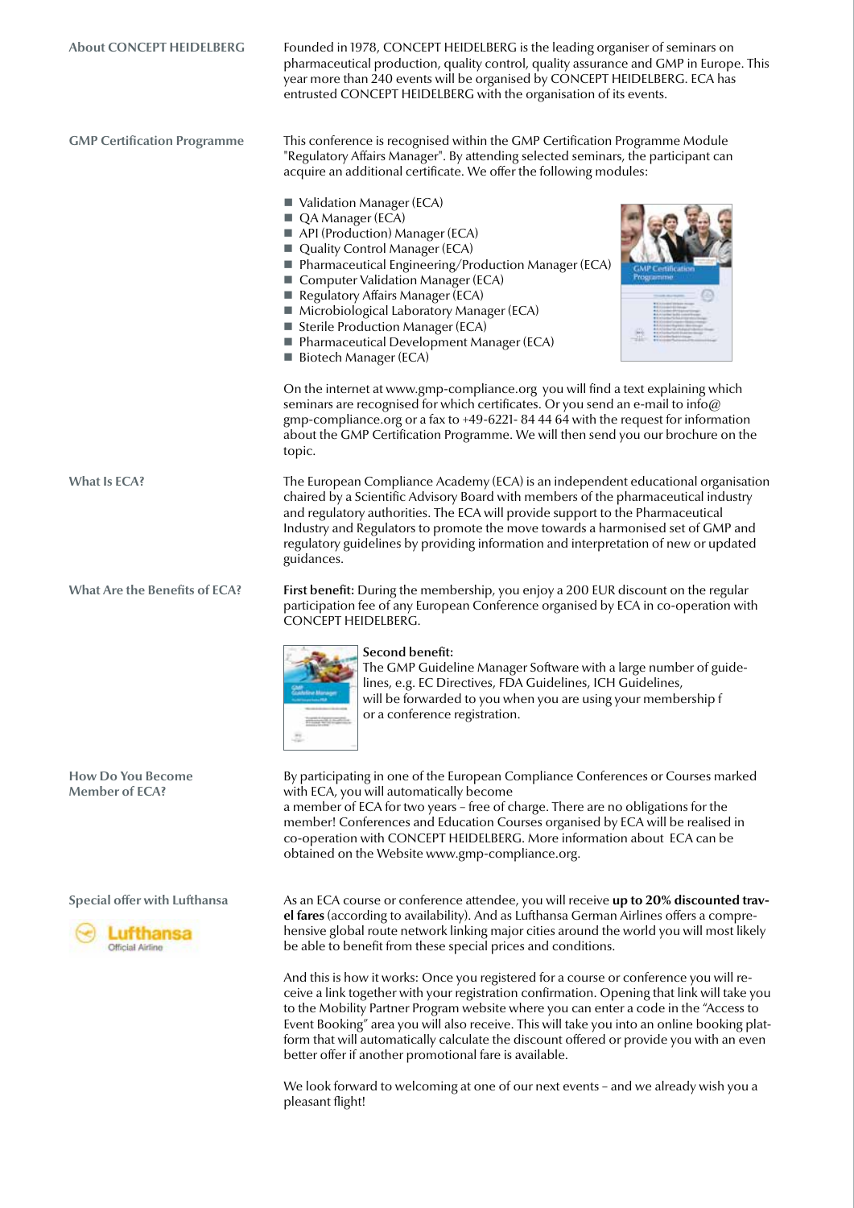## About CONCEPT HEIDELBERG

Founded in 1978, CONCEPT HEIDELBERG is the leading organiser of seminars on pharmaceutical production, quality control, quality assurance and GMP in Europe. This year more than 240 events will be organised by CONCEPT HEIDELBERG. ECA has entrusted CONCEPT HEIDELBERG with the organisation of its events.

## GMP Certification Programme

This conference is recognised within the GMP Certification Programme Module "Regulatory Affairs Manager". By attending selected seminars, the participant can acquire an additional certificate. We offer the following modules:

- Validation Manager (ECA)
- QA Manager (ECA)
- API (Production) Manager (ECA)
- Quality Control Manager (ECA)
- Pharmaceutical Engineering/Production Manager (ECA)
- Computer Validation Manager (ECA)
- Regulatory Affairs Manager (ECA)
- Microbiological Laboratory Manager (ECA)
- Sterile Production Manager (ECA)
- Pharmaceutical Development Manager (ECA)
- Biotech Manager (ECA)

On the internet at www.gmp-compliance.org you will find a text explaining which seminars are recognised for which certificates. Or you send an e-mail to info@gmp-compliance.org or a fax to +49-6221- 84 44 64 with the request for information about the GMP Certification Programme. We will then send you our brochure on the topic.

## What Is ECA?

The European Compliance Academy (ECA) is an independent educational organisation chaired by a Scientific Advisory Board with members of the pharmaceutical industry and regulatory authorities. The ECA will provide support to the Pharmaceutical Industry and Regulators to promote the move towards a harmonised set of GMP and regulatory guidelines by providing information and interpretation of new or updated guidances.

## What Are the Benefits of ECA?

**First benefit:** During the membership, you enjoy a 200 EUR discount on the regular participation fee of any European Conference organised by ECA in co-operation with CONCEPT HEIDELBERG.

**Second benefit:**
The GMP Guideline Manager Software with a large number of guidelines, e.g. EC Directives, FDA Guidelines, ICH Guidelines, will be forwarded to you when you are using your membership f or a conference registration.

## How Do You Become Member of ECA?

By participating in one of the European Compliance Conferences or Courses marked with ECA, you will automatically become a member of ECA for two years – free of charge. There are no obligations for the member! Conferences and Education Courses organised by ECA will be realised in co-operation with CONCEPT HEIDELBERG. More information about ECA can be obtained on the Website www.gmp-compliance.org.

## Special offer with Lufthansa

Lufthansa
Official Airline

As an ECA course or conference attendee, you will receive **up to 20% discounted travel fares** (according to availability). And as Lufthansa German Airlines offers a comprehensive global route network linking major cities around the world you will most likely be able to benefit from these special prices and conditions.

And this is how it works: Once you registered for a course or conference you will receive a link together with your registration confirmation. Opening that link will take you to the Mobility Partner Program website where you can enter a code in the "Access to Event Booking" area you will also receive. This will take you into an online booking platform that will automatically calculate the discount offered or provide you with an even better offer if another promotional fare is available.

We look forward to welcoming at one of our next events – and we already wish you a pleasant flight!